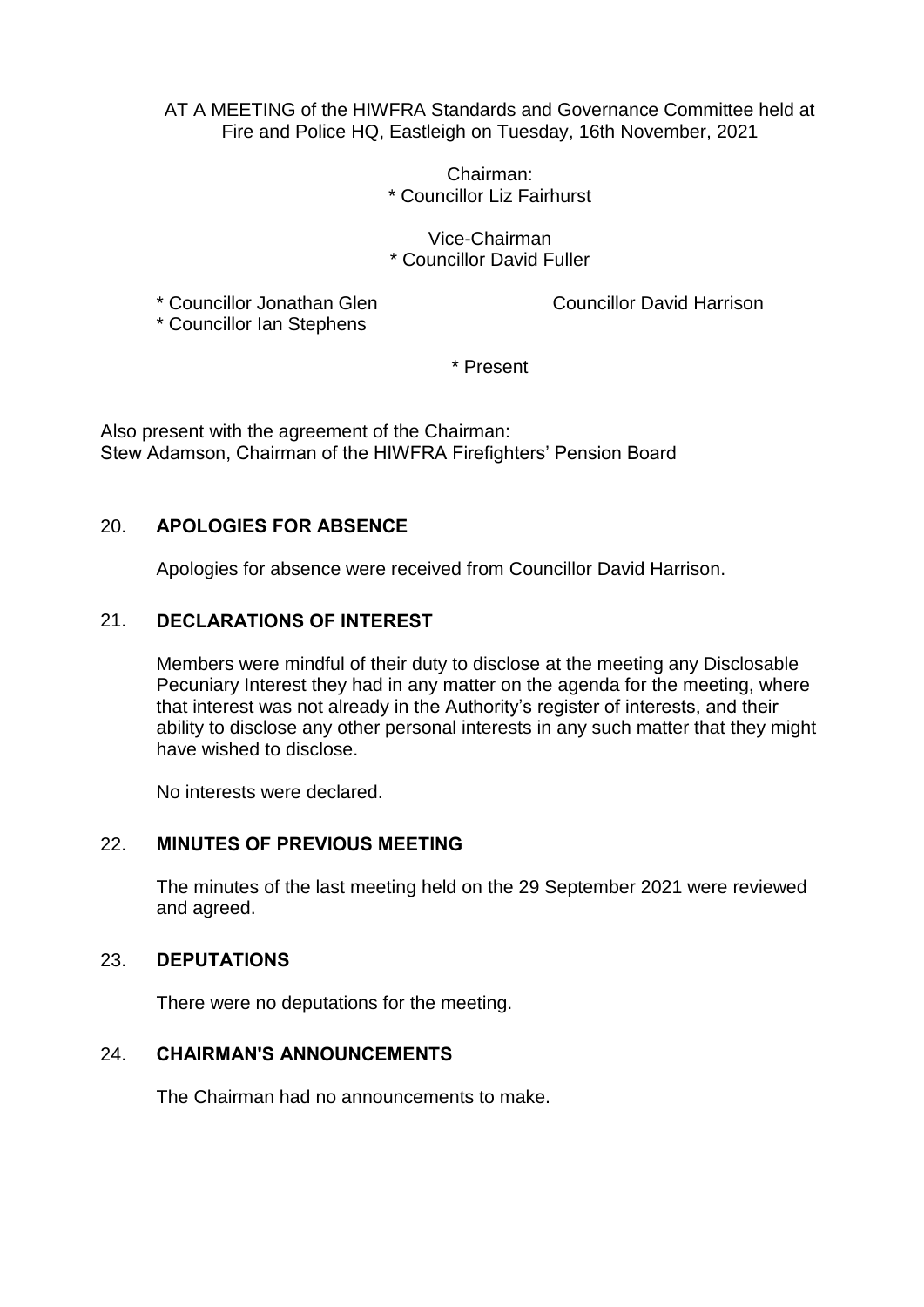AT A MEETING of the HIWFRA Standards and Governance Committee held at Fire and Police HQ, Eastleigh on Tuesday, 16th November, 2021

Chairman:
* Councillor Liz Fairhurst

Vice-Chairman
* Councillor David Fuller

* Councillor Jonathan Glen
Councillor David Harrison
* Councillor Ian Stephens

\* Present

Also present with the agreement of the Chairman:
Stew Adamson, Chairman of the HIWFRA Firefighters' Pension Board

## 20. APOLOGIES FOR ABSENCE

Apologies for absence were received from Councillor David Harrison.

## 21. DECLARATIONS OF INTEREST

Members were mindful of their duty to disclose at the meeting any Disclosable Pecuniary Interest they had in any matter on the agenda for the meeting, where that interest was not already in the Authority's register of interests, and their ability to disclose any other personal interests in any such matter that they might have wished to disclose.

No interests were declared.

## 22. MINUTES OF PREVIOUS MEETING

The minutes of the last meeting held on the 29 September 2021 were reviewed and agreed.

## 23. DEPUTATIONS

There were no deputations for the meeting.

## 24. CHAIRMAN'S ANNOUNCEMENTS

The Chairman had no announcements to make.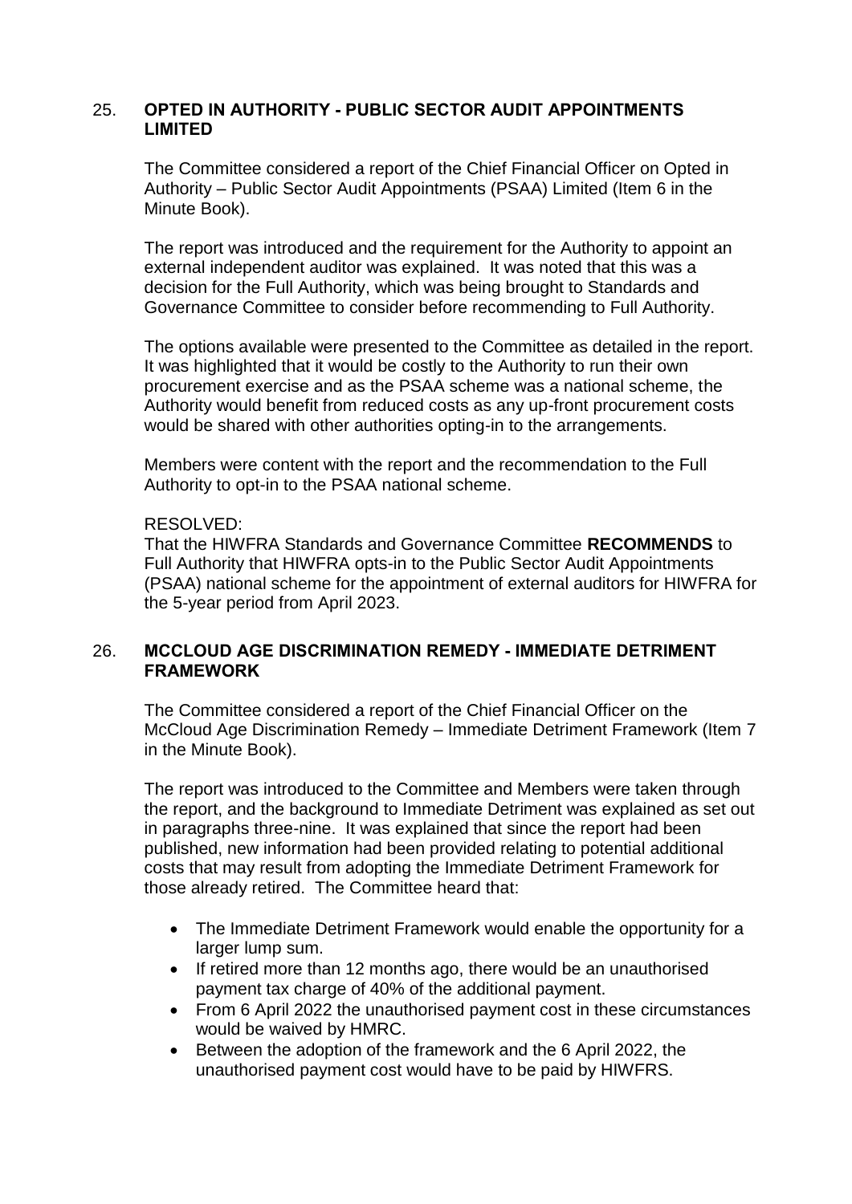## 25. OPTED IN AUTHORITY - PUBLIC SECTOR AUDIT APPOINTMENTS LIMITED

The Committee considered a report of the Chief Financial Officer on Opted in Authority – Public Sector Audit Appointments (PSAA) Limited (Item 6 in the Minute Book).

The report was introduced and the requirement for the Authority to appoint an external independent auditor was explained. It was noted that this was a decision for the Full Authority, which was being brought to Standards and Governance Committee to consider before recommending to Full Authority.

The options available were presented to the Committee as detailed in the report. It was highlighted that it would be costly to the Authority to run their own procurement exercise and as the PSAA scheme was a national scheme, the Authority would benefit from reduced costs as any up-front procurement costs would be shared with other authorities opting-in to the arrangements.

Members were content with the report and the recommendation to the Full Authority to opt-in to the PSAA national scheme.

RESOLVED:
That the HIWFRA Standards and Governance Committee **RECOMMENDS** to Full Authority that HIWFRA opts-in to the Public Sector Audit Appointments (PSAA) national scheme for the appointment of external auditors for HIWFRA for the 5-year period from April 2023.

## 26. MCCLOUD AGE DISCRIMINATION REMEDY - IMMEDIATE DETRIMENT FRAMEWORK

The Committee considered a report of the Chief Financial Officer on the McCloud Age Discrimination Remedy – Immediate Detriment Framework (Item 7 in the Minute Book).

The report was introduced to the Committee and Members were taken through the report, and the background to Immediate Detriment was explained as set out in paragraphs three-nine. It was explained that since the report had been published, new information had been provided relating to potential additional costs that may result from adopting the Immediate Detriment Framework for those already retired. The Committee heard that:

- The Immediate Detriment Framework would enable the opportunity for a larger lump sum.
- If retired more than 12 months ago, there would be an unauthorised payment tax charge of 40% of the additional payment.
- From 6 April 2022 the unauthorised payment cost in these circumstances would be waived by HMRC.
- Between the adoption of the framework and the 6 April 2022, the unauthorised payment cost would have to be paid by HIWFRS.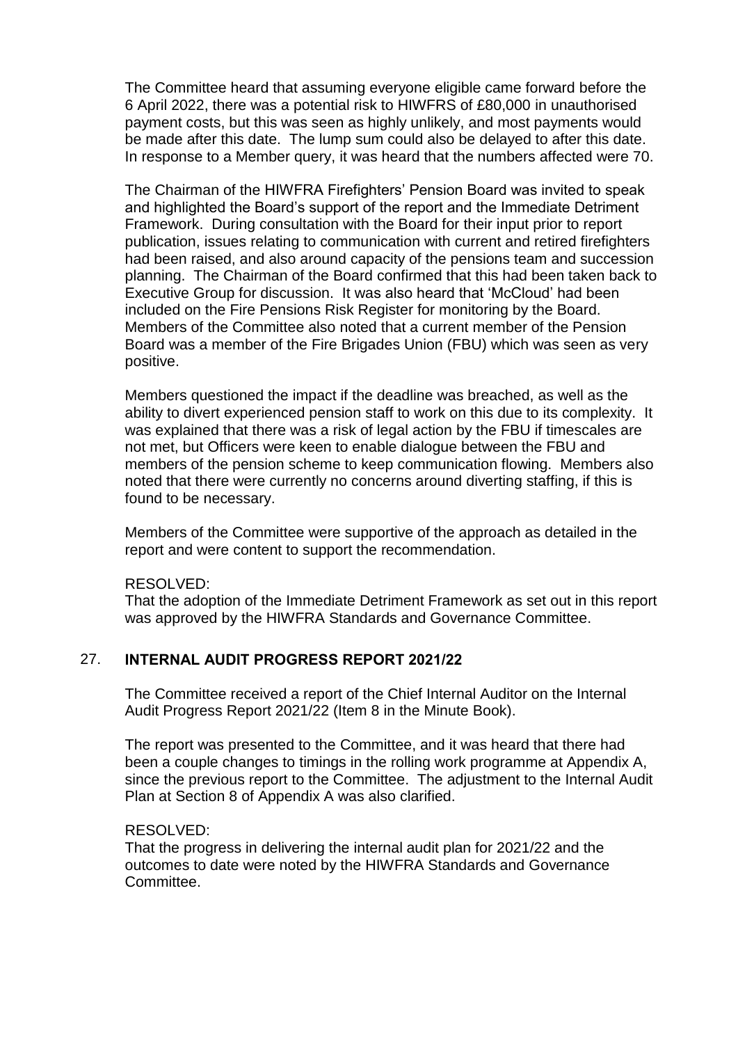The Committee heard that assuming everyone eligible came forward before the 6 April 2022, there was a potential risk to HIWFRS of £80,000 in unauthorised payment costs, but this was seen as highly unlikely, and most payments would be made after this date. The lump sum could also be delayed to after this date. In response to a Member query, it was heard that the numbers affected were 70.

The Chairman of the HIWFRA Firefighters' Pension Board was invited to speak and highlighted the Board's support of the report and the Immediate Detriment Framework. During consultation with the Board for their input prior to report publication, issues relating to communication with current and retired firefighters had been raised, and also around capacity of the pensions team and succession planning. The Chairman of the Board confirmed that this had been taken back to Executive Group for discussion. It was also heard that 'McCloud' had been included on the Fire Pensions Risk Register for monitoring by the Board. Members of the Committee also noted that a current member of the Pension Board was a member of the Fire Brigades Union (FBU) which was seen as very positive.

Members questioned the impact if the deadline was breached, as well as the ability to divert experienced pension staff to work on this due to its complexity. It was explained that there was a risk of legal action by the FBU if timescales are not met, but Officers were keen to enable dialogue between the FBU and members of the pension scheme to keep communication flowing. Members also noted that there were currently no concerns around diverting staffing, if this is found to be necessary.

Members of the Committee were supportive of the approach as detailed in the report and were content to support the recommendation.

RESOLVED:
That the adoption of the Immediate Detriment Framework as set out in this report was approved by the HIWFRA Standards and Governance Committee.

## 27. INTERNAL AUDIT PROGRESS REPORT 2021/22

The Committee received a report of the Chief Internal Auditor on the Internal Audit Progress Report 2021/22 (Item 8 in the Minute Book).

The report was presented to the Committee, and it was heard that there had been a couple changes to timings in the rolling work programme at Appendix A, since the previous report to the Committee. The adjustment to the Internal Audit Plan at Section 8 of Appendix A was also clarified.

RESOLVED:
That the progress in delivering the internal audit plan for 2021/22 and the outcomes to date were noted by the HIWFRA Standards and Governance Committee.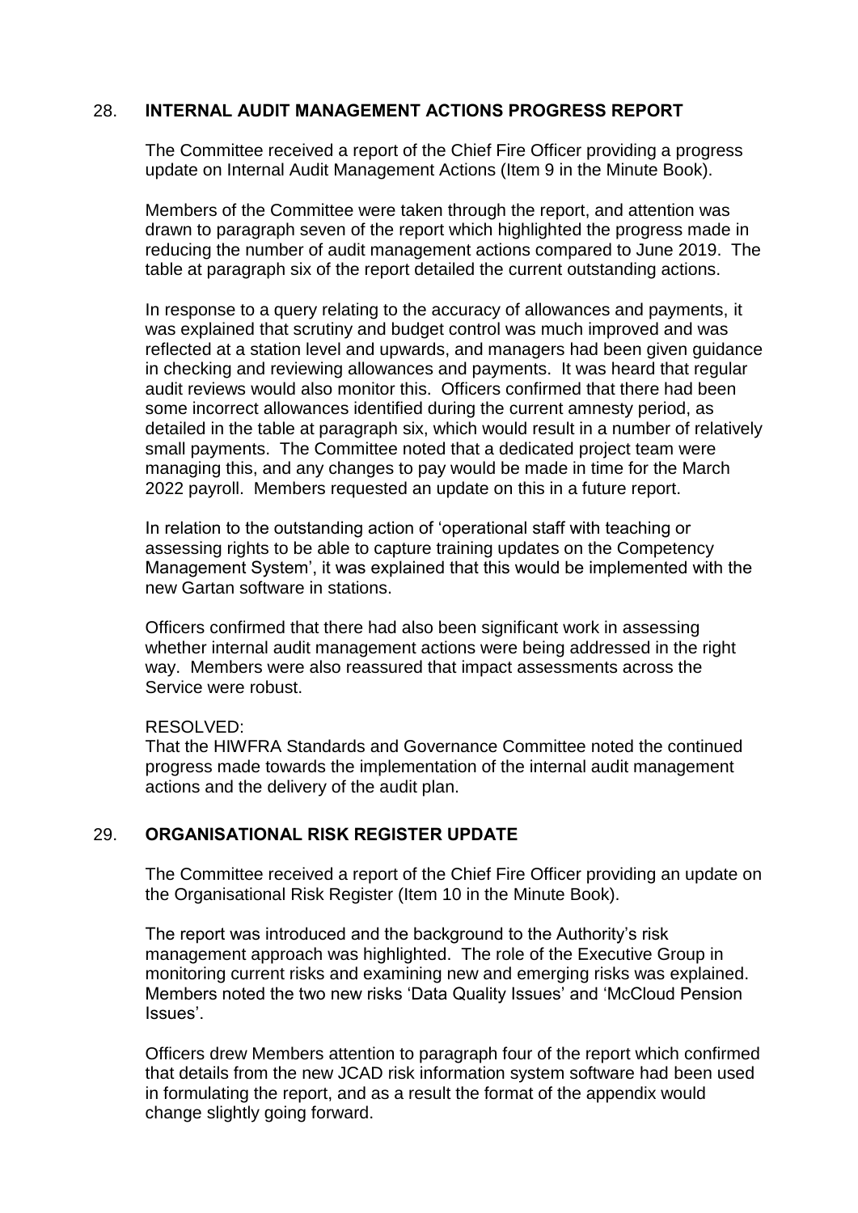## 28. INTERNAL AUDIT MANAGEMENT ACTIONS PROGRESS REPORT

The Committee received a report of the Chief Fire Officer providing a progress update on Internal Audit Management Actions (Item 9 in the Minute Book).

Members of the Committee were taken through the report, and attention was drawn to paragraph seven of the report which highlighted the progress made in reducing the number of audit management actions compared to June 2019. The table at paragraph six of the report detailed the current outstanding actions.

In response to a query relating to the accuracy of allowances and payments, it was explained that scrutiny and budget control was much improved and was reflected at a station level and upwards, and managers had been given guidance in checking and reviewing allowances and payments. It was heard that regular audit reviews would also monitor this. Officers confirmed that there had been some incorrect allowances identified during the current amnesty period, as detailed in the table at paragraph six, which would result in a number of relatively small payments. The Committee noted that a dedicated project team were managing this, and any changes to pay would be made in time for the March 2022 payroll. Members requested an update on this in a future report.

In relation to the outstanding action of 'operational staff with teaching or assessing rights to be able to capture training updates on the Competency Management System', it was explained that this would be implemented with the new Gartan software in stations.

Officers confirmed that there had also been significant work in assessing whether internal audit management actions were being addressed in the right way. Members were also reassured that impact assessments across the Service were robust.

RESOLVED:
That the HIWFRA Standards and Governance Committee noted the continued progress made towards the implementation of the internal audit management actions and the delivery of the audit plan.

## 29. ORGANISATIONAL RISK REGISTER UPDATE

The Committee received a report of the Chief Fire Officer providing an update on the Organisational Risk Register (Item 10 in the Minute Book).

The report was introduced and the background to the Authority's risk management approach was highlighted. The role of the Executive Group in monitoring current risks and examining new and emerging risks was explained. Members noted the two new risks 'Data Quality Issues' and 'McCloud Pension Issues'.

Officers drew Members attention to paragraph four of the report which confirmed that details from the new JCAD risk information system software had been used in formulating the report, and as a result the format of the appendix would change slightly going forward.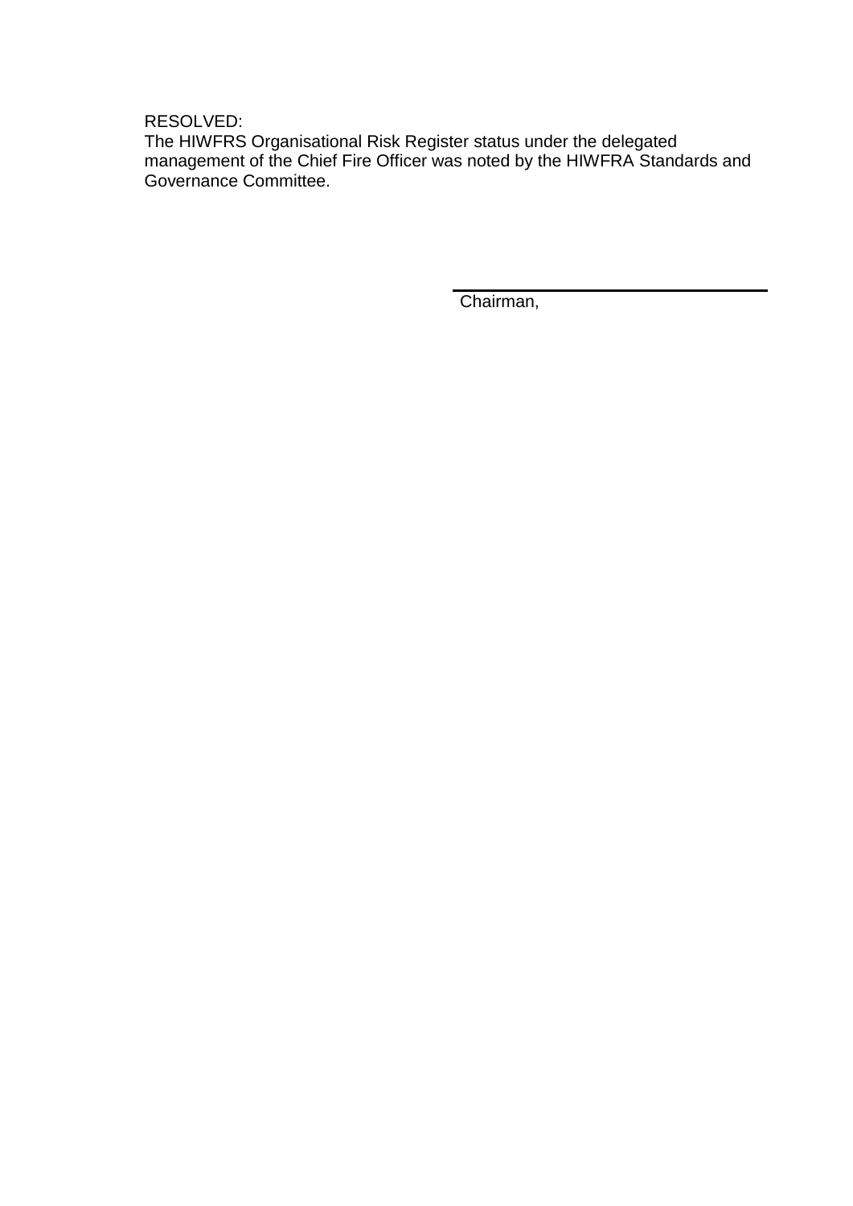RESOLVED:
The HIWFRS Organisational Risk Register status under the delegated management of the Chief Fire Officer was noted by the HIWFRA Standards and Governance Committee.

Chairman,